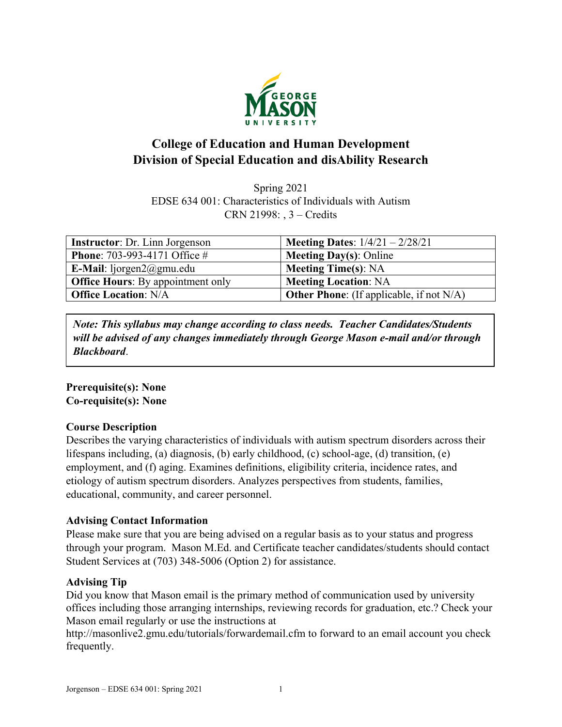# College of Education and Human Development
# Division of Special Education and disAbility Research

Spring 2021
EDSE 634 001: Characteristics of Individuals with Autism
CRN 21998: , 3 – Credits

| **Instructor**: Dr. Linn Jorgenson | **Meeting Dates**: 1/4/21 – 2/28/21 |
|---|---|
| **Phone**: 703-993-4171 Office # | **Meeting Day(s)**: Online |
| **E-Mail**: ljorgen2@gmu.edu | **Meeting Time(s)**: NA |
| **Office Hours**: By appointment only | **Meeting Location**: NA |
| **Office Location**: N/A | **Other Phone**: (If applicable, if not N/A) |

***Note: This syllabus may change according to class needs. Teacher Candidates/Students will be advised of any changes immediately through George Mason e-mail and/or through Blackboard*.**

**Prerequisite(s): None**
**Co-requisite(s): None**

### Course Description

Describes the varying characteristics of individuals with autism spectrum disorders across their lifespans including, (a) diagnosis, (b) early childhood, (c) school-age, (d) transition, (e) employment, and (f) aging. Examines definitions, eligibility criteria, incidence rates, and etiology of autism spectrum disorders. Analyzes perspectives from students, families, educational, community, and career personnel.

### Advising Contact Information

Please make sure that you are being advised on a regular basis as to your status and progress through your program. Mason M.Ed. and Certificate teacher candidates/students should contact Student Services at (703) 348-5006 (Option 2) for assistance.

### Advising Tip

Did you know that Mason email is the primary method of communication used by university offices including those arranging internships, reviewing records for graduation, etc.? Check your Mason email regularly or use the instructions at http://masonlive2.gmu.edu/tutorials/forwardemail.cfm to forward to an email account you check frequently.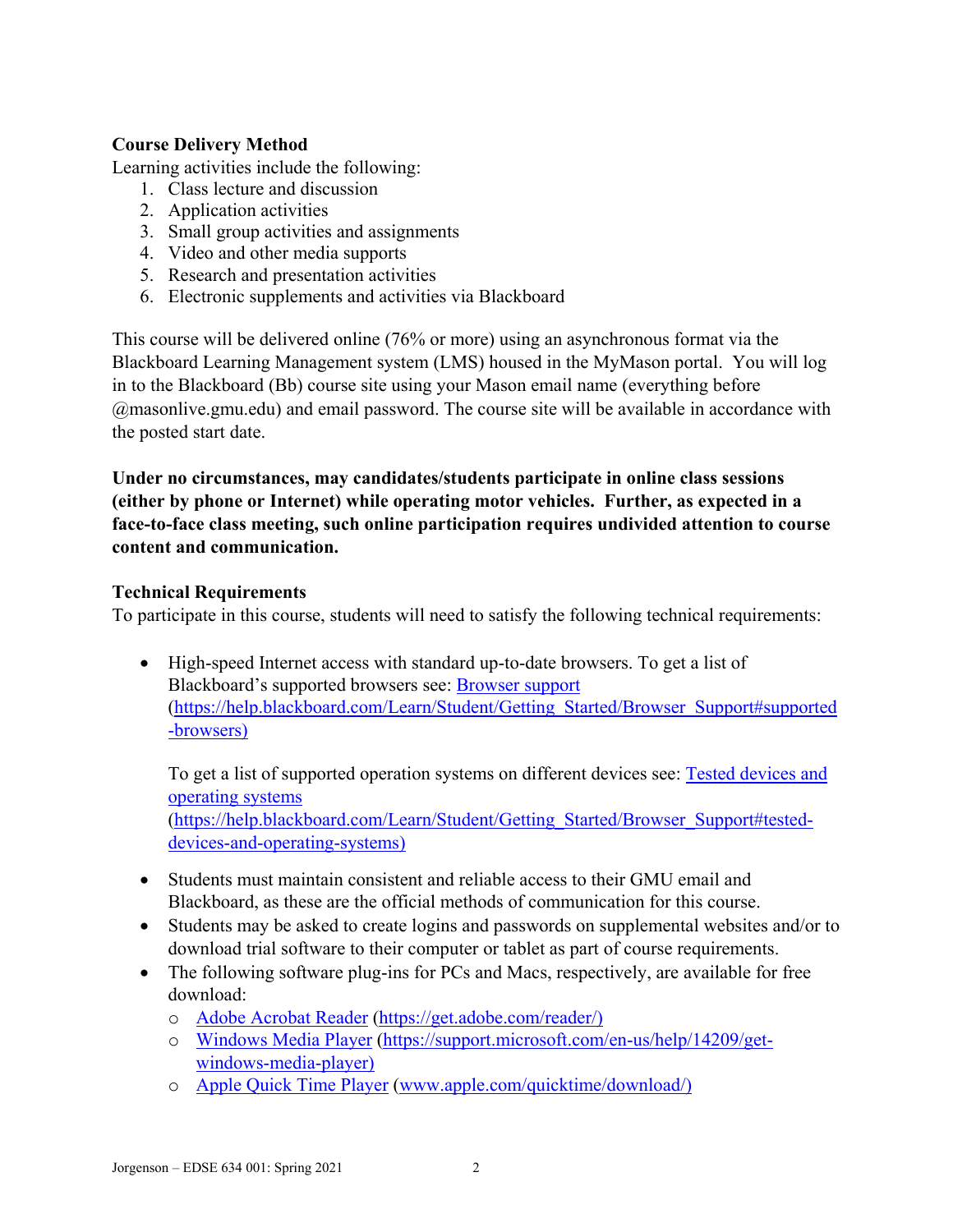**Course Delivery Method**

Learning activities include the following:

1. Class lecture and discussion
2. Application activities
3. Small group activities and assignments
4. Video and other media supports
5. Research and presentation activities
6. Electronic supplements and activities via Blackboard

This course will be delivered online (76% or more) using an asynchronous format via the Blackboard Learning Management system (LMS) housed in the MyMason portal. You will log in to the Blackboard (Bb) course site using your Mason email name (everything before @masonlive.gmu.edu) and email password. The course site will be available in accordance with the posted start date.

**Under no circumstances, may candidates/students participate in online class sessions (either by phone or Internet) while operating motor vehicles. Further, as expected in a face-to-face class meeting, such online participation requires undivided attention to course content and communication.**

**Technical Requirements**

To participate in this course, students will need to satisfy the following technical requirements:

- High-speed Internet access with standard up-to-date browsers. To get a list of Blackboard's supported browsers see: [Browser support](https://help.blackboard.com/Learn/Student/Getting_Started/Browser_Support#supported-browsers) (https://help.blackboard.com/Learn/Student/Getting_Started/Browser_Support#supported-browsers)

  To get a list of supported operation systems on different devices see: [Tested devices and operating systems](https://help.blackboard.com/Learn/Student/Getting_Started/Browser_Support#tested-devices-and-operating-systems) (https://help.blackboard.com/Learn/Student/Getting_Started/Browser_Support#tested-devices-and-operating-systems)

- Students must maintain consistent and reliable access to their GMU email and Blackboard, as these are the official methods of communication for this course.
- Students may be asked to create logins and passwords on supplemental websites and/or to download trial software to their computer or tablet as part of course requirements.
- The following software plug-ins for PCs and Macs, respectively, are available for free download:
  - [Adobe Acrobat Reader](https://get.adobe.com/reader/) (https://get.adobe.com/reader/)
  - [Windows Media Player](https://support.microsoft.com/en-us/help/14209/get-windows-media-player) (https://support.microsoft.com/en-us/help/14209/get-windows-media-player)
  - [Apple Quick Time Player](www.apple.com/quicktime/download/) (www.apple.com/quicktime/download/)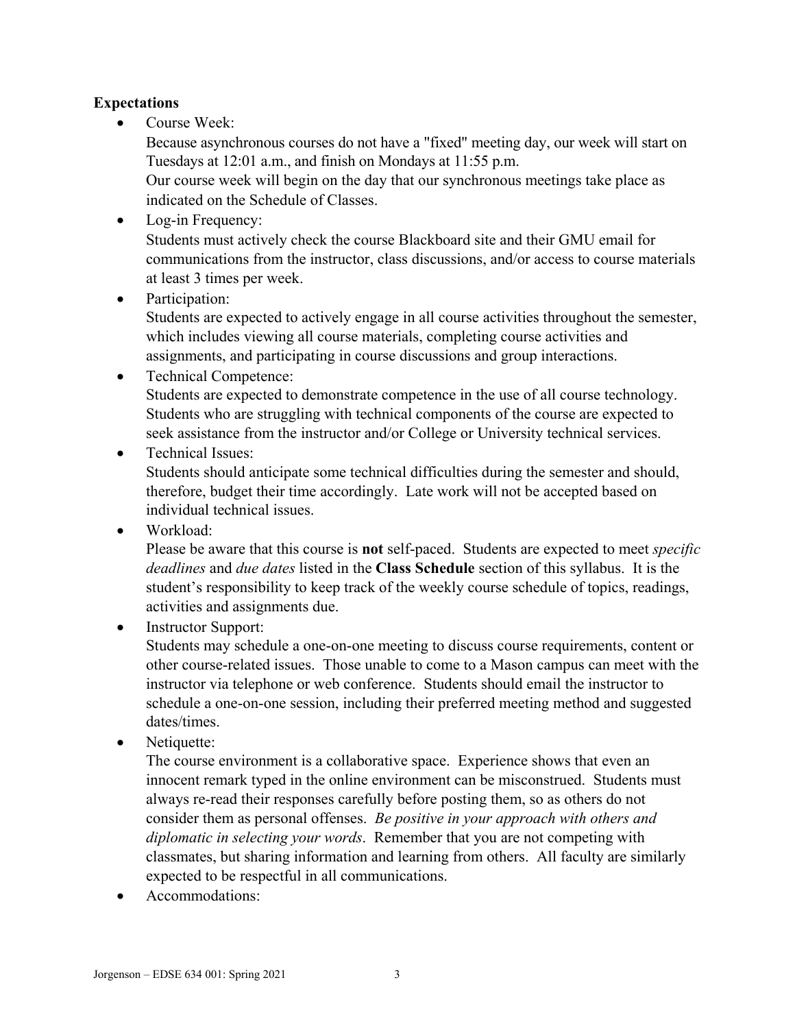**Expectations**

- Course Week:
  Because asynchronous courses do not have a "fixed" meeting day, our week will start on Tuesdays at 12:01 a.m., and finish on Mondays at 11:55 p.m.
  Our course week will begin on the day that our synchronous meetings take place as indicated on the Schedule of Classes.
- Log-in Frequency:
  Students must actively check the course Blackboard site and their GMU email for communications from the instructor, class discussions, and/or access to course materials at least 3 times per week.
- Participation:
  Students are expected to actively engage in all course activities throughout the semester, which includes viewing all course materials, completing course activities and assignments, and participating in course discussions and group interactions.
- Technical Competence:
  Students are expected to demonstrate competence in the use of all course technology. Students who are struggling with technical components of the course are expected to seek assistance from the instructor and/or College or University technical services.
- Technical Issues:
  Students should anticipate some technical difficulties during the semester and should, therefore, budget their time accordingly. Late work will not be accepted based on individual technical issues.
- Workload:
  Please be aware that this course is **not** self-paced. Students are expected to meet *specific deadlines* and *due dates* listed in the **Class Schedule** section of this syllabus. It is the student's responsibility to keep track of the weekly course schedule of topics, readings, activities and assignments due.
- Instructor Support:
  Students may schedule a one-on-one meeting to discuss course requirements, content or other course-related issues. Those unable to come to a Mason campus can meet with the instructor via telephone or web conference. Students should email the instructor to schedule a one-on-one session, including their preferred meeting method and suggested dates/times.
- Netiquette:
  The course environment is a collaborative space. Experience shows that even an innocent remark typed in the online environment can be misconstrued. Students must always re-read their responses carefully before posting them, so as others do not consider them as personal offenses. *Be positive in your approach with others and diplomatic in selecting your words*. Remember that you are not competing with classmates, but sharing information and learning from others. All faculty are similarly expected to be respectful in all communications.
- Accommodations: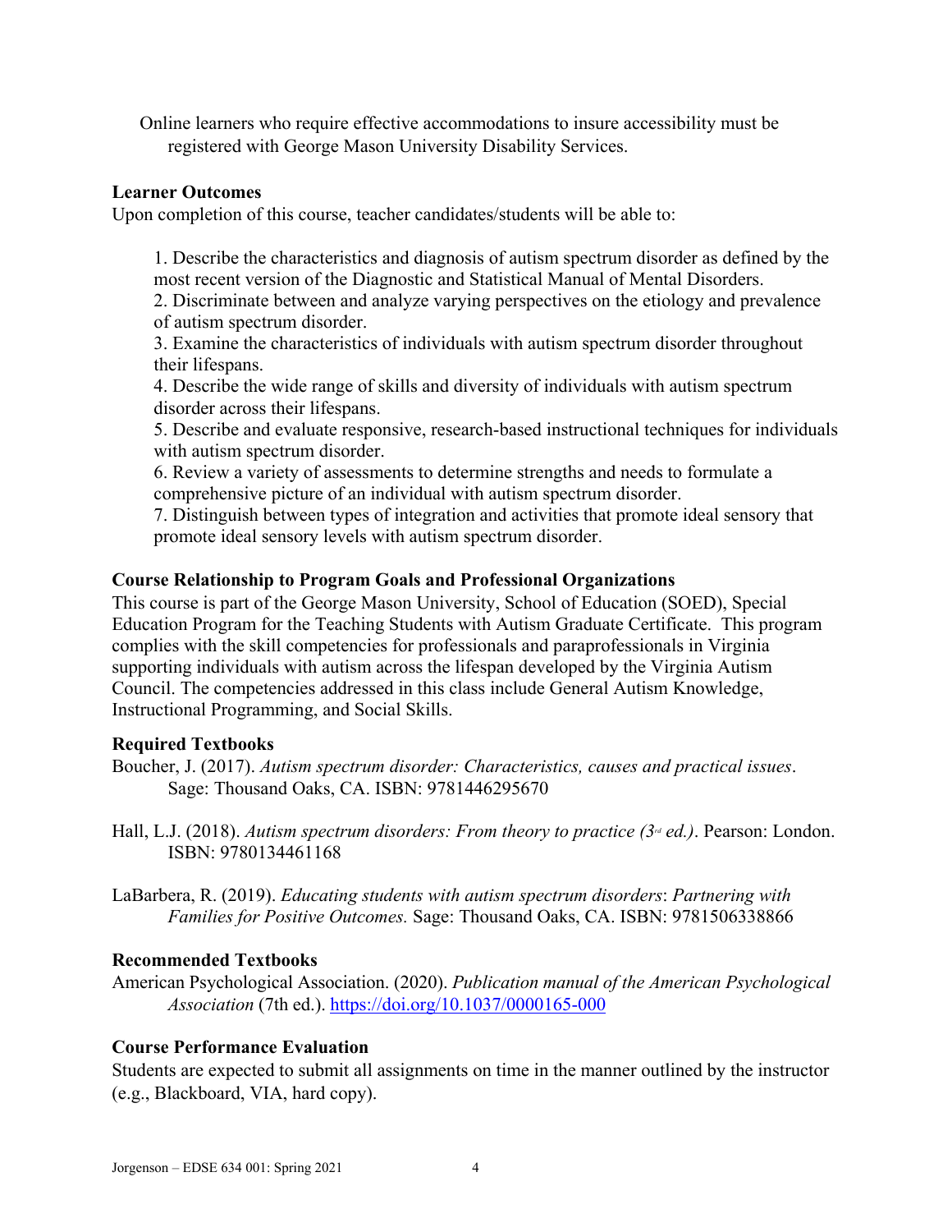Online learners who require effective accommodations to insure accessibility must be registered with George Mason University Disability Services.

**Learner Outcomes**

Upon completion of this course, teacher candidates/students will be able to:

1. Describe the characteristics and diagnosis of autism spectrum disorder as defined by the most recent version of the Diagnostic and Statistical Manual of Mental Disorders.
2. Discriminate between and analyze varying perspectives on the etiology and prevalence of autism spectrum disorder.
3. Examine the characteristics of individuals with autism spectrum disorder throughout their lifespans.
4. Describe the wide range of skills and diversity of individuals with autism spectrum disorder across their lifespans.
5. Describe and evaluate responsive, research-based instructional techniques for individuals with autism spectrum disorder.
6. Review a variety of assessments to determine strengths and needs to formulate a comprehensive picture of an individual with autism spectrum disorder.
7. Distinguish between types of integration and activities that promote ideal sensory that promote ideal sensory levels with autism spectrum disorder.

**Course Relationship to Program Goals and Professional Organizations**

This course is part of the George Mason University, School of Education (SOED), Special Education Program for the Teaching Students with Autism Graduate Certificate. This program complies with the skill competencies for professionals and paraprofessionals in Virginia supporting individuals with autism across the lifespan developed by the Virginia Autism Council. The competencies addressed in this class include General Autism Knowledge, Instructional Programming, and Social Skills.

**Required Textbooks**

Boucher, J. (2017). *Autism spectrum disorder: Characteristics, causes and practical issues*. Sage: Thousand Oaks, CA. ISBN: 9781446295670

Hall, L.J. (2018). *Autism spectrum disorders: From theory to practice (3rd ed.)*. Pearson: London. ISBN: 9780134461168

LaBarbera, R. (2019). *Educating students with autism spectrum disorders*: *Partnering with Families for Positive Outcomes.* Sage: Thousand Oaks, CA. ISBN: 9781506338866

**Recommended Textbooks**

American Psychological Association. (2020). *Publication manual of the American Psychological Association* (7th ed.). https://doi.org/10.1037/0000165-000

**Course Performance Evaluation**

Students are expected to submit all assignments on time in the manner outlined by the instructor (e.g., Blackboard, VIA, hard copy).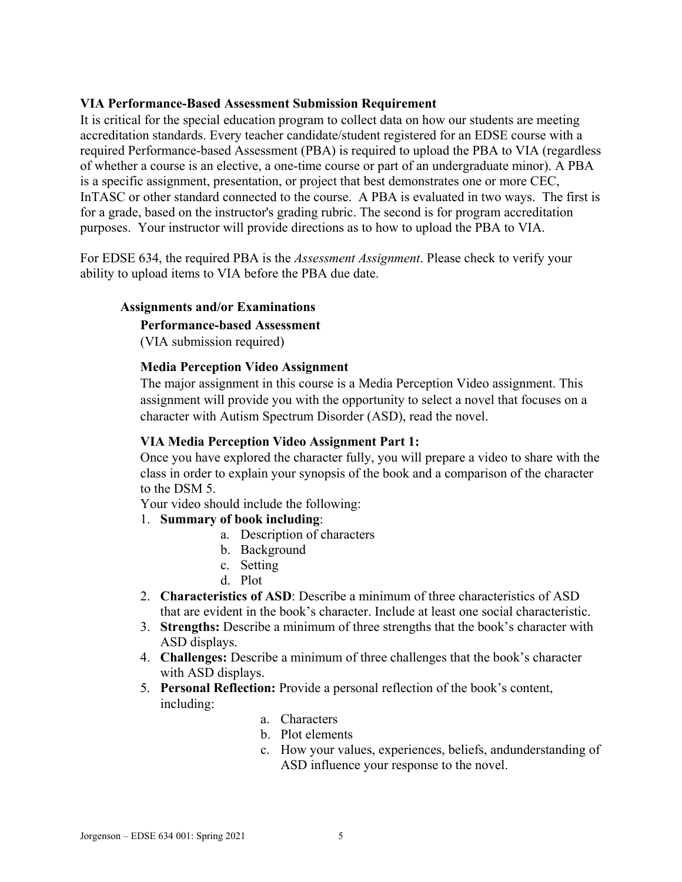**VIA Performance-Based Assessment Submission Requirement**

It is critical for the special education program to collect data on how our students are meeting accreditation standards. Every teacher candidate/student registered for an EDSE course with a required Performance-based Assessment (PBA) is required to upload the PBA to VIA (regardless of whether a course is an elective, a one-time course or part of an undergraduate minor). A PBA is a specific assignment, presentation, or project that best demonstrates one or more CEC, InTASC or other standard connected to the course. A PBA is evaluated in two ways. The first is for a grade, based on the instructor's grading rubric. The second is for program accreditation purposes. Your instructor will provide directions as to how to upload the PBA to VIA.

For EDSE 634, the required PBA is the *Assessment Assignment*. Please check to verify your ability to upload items to VIA before the PBA due date.

**Assignments and/or Examinations**

**Performance-based Assessment**

(VIA submission required)

**Media Perception Video Assignment**

The major assignment in this course is a Media Perception Video assignment. This assignment will provide you with the opportunity to select a novel that focuses on a character with Autism Spectrum Disorder (ASD), read the novel.

**VIA Media Perception Video Assignment Part 1:**

Once you have explored the character fully, you will prepare a video to share with the class in order to explain your synopsis of the book and a comparison of the character to the DSM 5.

Your video should include the following:

1. **Summary of book including**:
   a. Description of characters
   b. Background
   c. Setting
   d. Plot
2. **Characteristics of ASD**: Describe a minimum of three characteristics of ASD that are evident in the book's character. Include at least one social characteristic.
3. **Strengths:** Describe a minimum of three strengths that the book's character with ASD displays.
4. **Challenges:** Describe a minimum of three challenges that the book's character with ASD displays.
5. **Personal Reflection:** Provide a personal reflection of the book's content, including:
   a. Characters
   b. Plot elements
   c. How your values, experiences, beliefs, andunderstanding of ASD influence your response to the novel.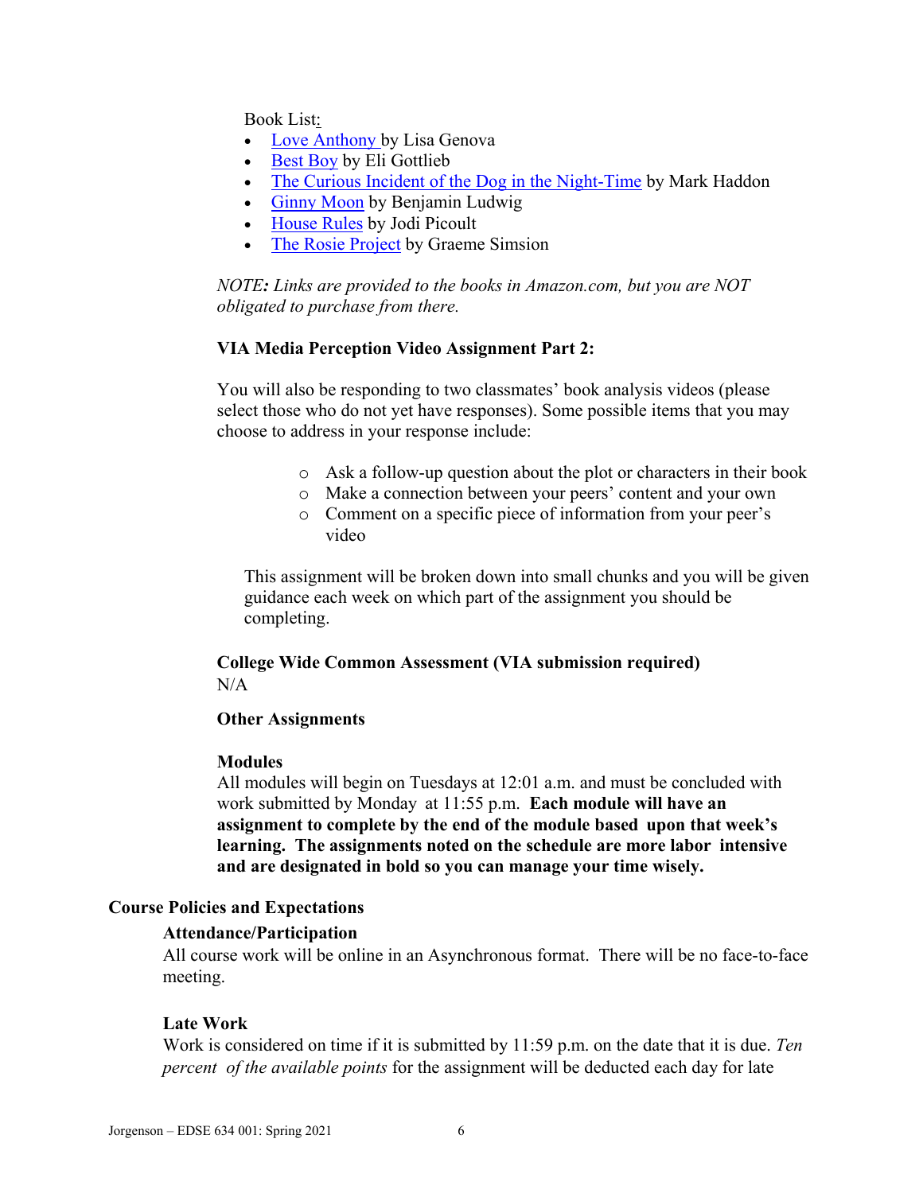Book List:

- Love Anthony by Lisa Genova
- Best Boy by Eli Gottlieb
- The Curious Incident of the Dog in the Night-Time by Mark Haddon
- Ginny Moon by Benjamin Ludwig
- House Rules by Jodi Picoult
- The Rosie Project by Graeme Simsion

*NOTE: Links are provided to the books in Amazon.com, but you are NOT obligated to purchase from there.*

**VIA Media Perception Video Assignment Part 2:**

You will also be responding to two classmates' book analysis videos (please select those who do not yet have responses). Some possible items that you may choose to address in your response include:

- Ask a follow-up question about the plot or characters in their book
- Make a connection between your peers' content and your own
- Comment on a specific piece of information from your peer's video

This assignment will be broken down into small chunks and you will be given guidance each week on which part of the assignment you should be completing.

**College Wide Common Assessment (VIA submission required)**

N/A

**Other Assignments**

**Modules**

All modules will begin on Tuesdays at 12:01 a.m. and must be concluded with work submitted by Monday at 11:55 p.m. **Each module will have an assignment to complete by the end of the module based upon that week's learning. The assignments noted on the schedule are more labor intensive and are designated in bold so you can manage your time wisely.**

## Course Policies and Expectations

### Attendance/Participation

All course work will be online in an Asynchronous format. There will be no face-to-face meeting.

### Late Work

Work is considered on time if it is submitted by 11:59 p.m. on the date that it is due. *Ten percent of the available points* for the assignment will be deducted each day for late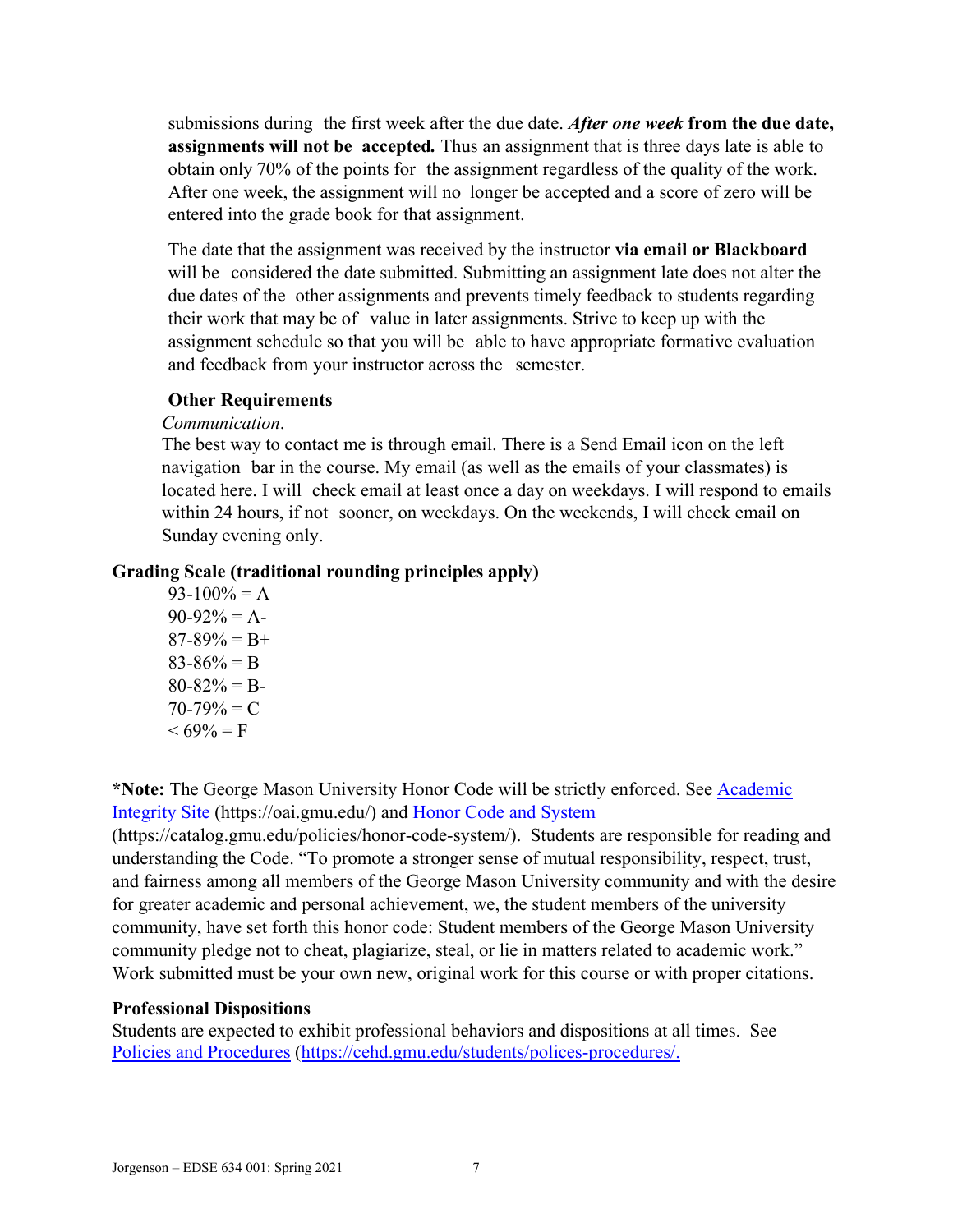submissions during the first week after the due date. ***After one week* from the due date, assignments will not be accepted.** Thus an assignment that is three days late is able to obtain only 70% of the points for the assignment regardless of the quality of the work. After one week, the assignment will no longer be accepted and a score of zero will be entered into the grade book for that assignment.

The date that the assignment was received by the instructor **via email or Blackboard** will be considered the date submitted. Submitting an assignment late does not alter the due dates of the other assignments and prevents timely feedback to students regarding their work that may be of value in later assignments. Strive to keep up with the assignment schedule so that you will be able to have appropriate formative evaluation and feedback from your instructor across the semester.

**Other Requirements**

*Communication*.

The best way to contact me is through email. There is a Send Email icon on the left navigation bar in the course. My email (as well as the emails of your classmates) is located here. I will check email at least once a day on weekdays. I will respond to emails within 24 hours, if not sooner, on weekdays. On the weekends, I will check email on Sunday evening only.

**Grading Scale (traditional rounding principles apply)**

93-100% = A
90-92% = A-
87-89% = B+
83-86% = B
80-82% = B-
70-79% = C
< 69% = F

***Note:** The George Mason University Honor Code will be strictly enforced. See [Academic Integrity Site](https://oai.gmu.edu/) (https://oai.gmu.edu/) and [Honor Code and System](https://catalog.gmu.edu/policies/honor-code-system/) (https://catalog.gmu.edu/policies/honor-code-system/). Students are responsible for reading and understanding the Code. "To promote a stronger sense of mutual responsibility, respect, trust, and fairness among all members of the George Mason University community and with the desire for greater academic and personal achievement, we, the student members of the university community, have set forth this honor code: Student members of the George Mason University community pledge not to cheat, plagiarize, steal, or lie in matters related to academic work." Work submitted must be your own new, original work for this course or with proper citations.

**Professional Dispositions**

Students are expected to exhibit professional behaviors and dispositions at all times. See [Policies and Procedures](https://cehd.gmu.edu/students/polices-procedures/) (https://cehd.gmu.edu/students/polices-procedures/.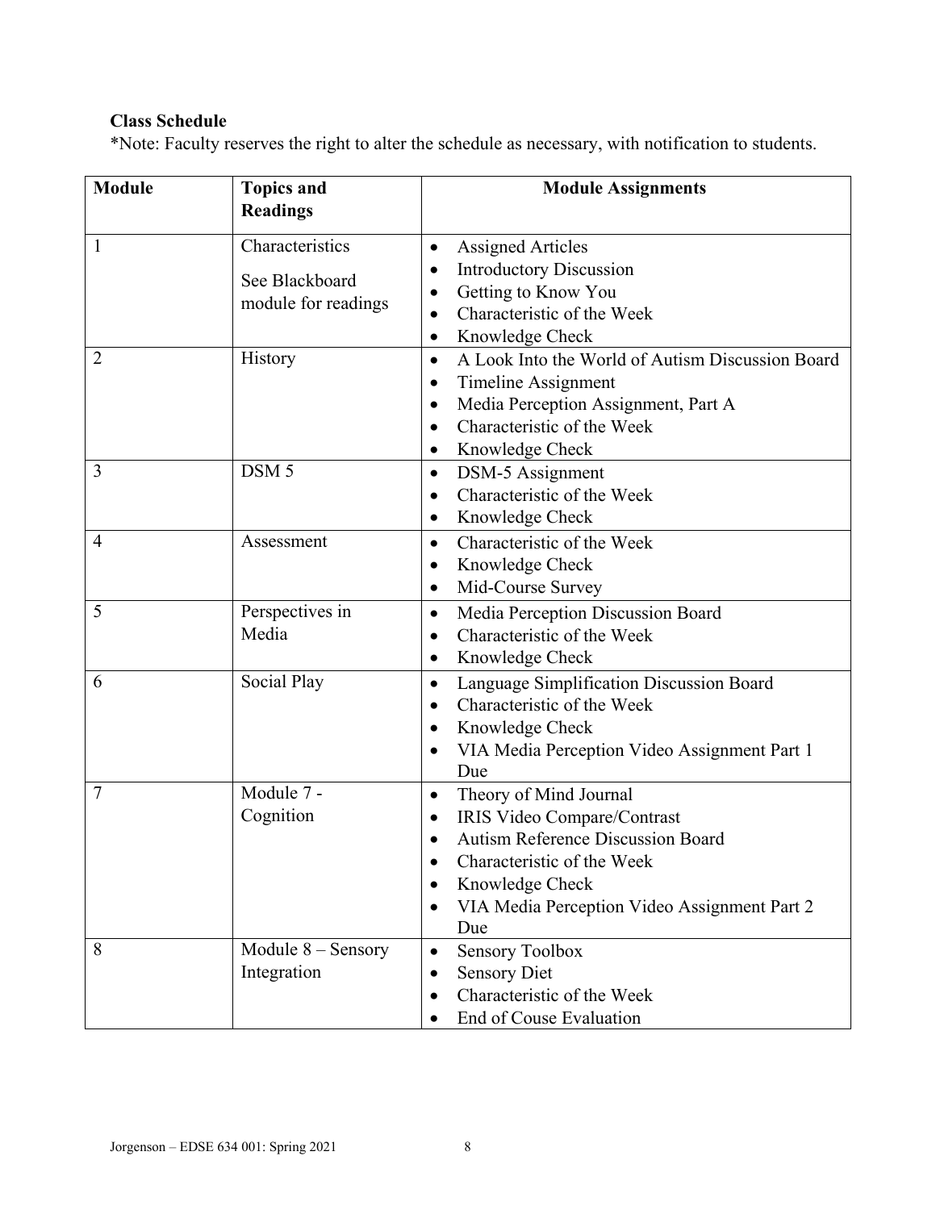**Class Schedule**

*Note: Faculty reserves the right to alter the schedule as necessary, with notification to students.

| Module | Topics and Readings | Module Assignments |
|---|---|---|
| 1 | Characteristics<br><br>See Blackboard module for readings | • Assigned Articles<br>• Introductory Discussion<br>• Getting to Know You<br>• Characteristic of the Week<br>• Knowledge Check |
| 2 | History | • A Look Into the World of Autism Discussion Board<br>• Timeline Assignment<br>• Media Perception Assignment, Part A<br>• Characteristic of the Week<br>• Knowledge Check |
| 3 | DSM 5 | • DSM-5 Assignment<br>• Characteristic of the Week<br>• Knowledge Check |
| 4 | Assessment | • Characteristic of the Week<br>• Knowledge Check<br>• Mid-Course Survey |
| 5 | Perspectives in Media | • Media Perception Discussion Board<br>• Characteristic of the Week<br>• Knowledge Check |
| 6 | Social Play | • Language Simplification Discussion Board<br>• Characteristic of the Week<br>• Knowledge Check<br>• VIA Media Perception Video Assignment Part 1 Due |
| 7 | Module 7 - Cognition | • Theory of Mind Journal<br>• IRIS Video Compare/Contrast<br>• Autism Reference Discussion Board<br>• Characteristic of the Week<br>• Knowledge Check<br>• VIA Media Perception Video Assignment Part 2 Due |
| 8 | Module 8 – Sensory Integration | • Sensory Toolbox<br>• Sensory Diet<br>• Characteristic of the Week<br>• End of Couse Evaluation |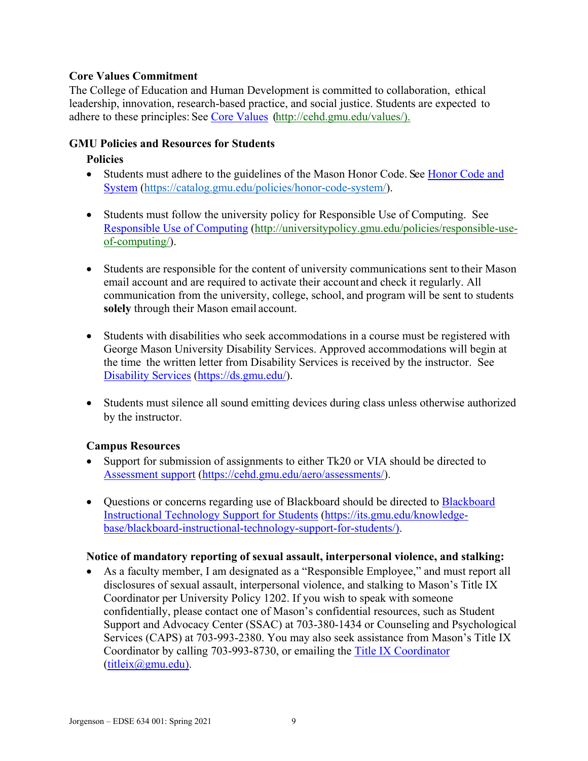## Core Values Commitment

The College of Education and Human Development is committed to collaboration, ethical leadership, innovation, research-based practice, and social justice. Students are expected to adhere to these principles: See [Core Values](http://cehd.gmu.edu/values/) (http://cehd.gmu.edu/values/).

## GMU Policies and Resources for Students

### Policies

- Students must adhere to the guidelines of the Mason Honor Code. See [Honor Code and System](https://catalog.gmu.edu/policies/honor-code-system/) (https://catalog.gmu.edu/policies/honor-code-system/).
- Students must follow the university policy for Responsible Use of Computing. See [Responsible Use of Computing](http://universitypolicy.gmu.edu/policies/responsible-use-of-computing/) (http://universitypolicy.gmu.edu/policies/responsible-use-of-computing/).
- Students are responsible for the content of university communications sent to their Mason email account and are required to activate their account and check it regularly. All communication from the university, college, school, and program will be sent to students **solely** through their Mason email account.
- Students with disabilities who seek accommodations in a course must be registered with George Mason University Disability Services. Approved accommodations will begin at the time the written letter from Disability Services is received by the instructor. See [Disability Services](https://ds.gmu.edu/) (https://ds.gmu.edu/).
- Students must silence all sound emitting devices during class unless otherwise authorized by the instructor.

### Campus Resources

- Support for submission of assignments to either Tk20 or VIA should be directed to [Assessment support](https://cehd.gmu.edu/aero/assessments/) (https://cehd.gmu.edu/aero/assessments/).
- Questions or concerns regarding use of Blackboard should be directed to [Blackboard Instructional Technology Support for Students](https://its.gmu.edu/knowledge-base/blackboard-instructional-technology-support-for-students/) (https://its.gmu.edu/knowledge-base/blackboard-instructional-technology-support-for-students/).

### Notice of mandatory reporting of sexual assault, interpersonal violence, and stalking:

- As a faculty member, I am designated as a "Responsible Employee," and must report all disclosures of sexual assault, interpersonal violence, and stalking to Mason's Title IX Coordinator per University Policy 1202. If you wish to speak with someone confidentially, please contact one of Mason's confidential resources, such as Student Support and Advocacy Center (SSAC) at 703-380-1434 or Counseling and Psychological Services (CAPS) at 703-993-2380. You may also seek assistance from Mason's Title IX Coordinator by calling 703-993-8730, or emailing the [Title IX Coordinator](mailto:titleix@gmu.edu) (titleix@gmu.edu).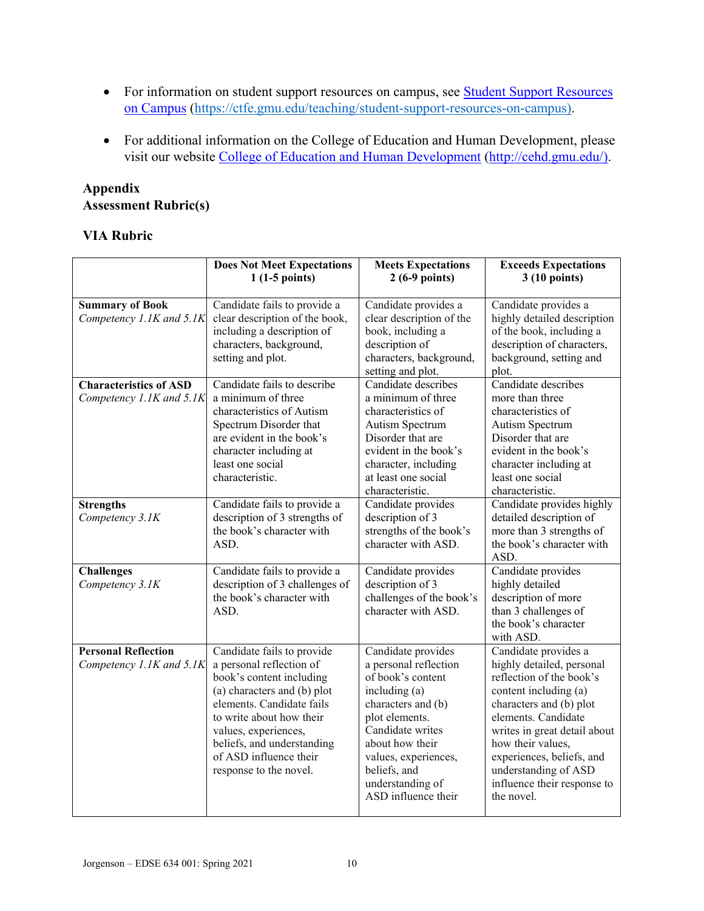- For information on student support resources on campus, see [Student Support Resources on Campus](https://ctfe.gmu.edu/teaching/student-support-resources-on-campus) (https://ctfe.gmu.edu/teaching/student-support-resources-on-campus).

- For additional information on the College of Education and Human Development, please visit our website [College of Education and Human Development](http://cehd.gmu.edu/) (http://cehd.gmu.edu/).

## Appendix
## Assessment Rubric(s)

### VIA Rubric

| | **Does Not Meet Expectations 1 (1-5 points)** | **Meets Expectations 2 (6-9 points)** | **Exceeds Expectations 3 (10 points)** |
|---|---|---|---|
| **Summary of Book** *Competency 1.1K and 5.1K* | Candidate fails to provide a clear description of the book, including a description of characters, background, setting and plot. | Candidate provides a clear description of the book, including a description of characters, background, setting and plot. | Candidate provides a highly detailed description of the book, including a description of characters, background, setting and plot. |
| **Characteristics of ASD** *Competency 1.1K and 5.1K* | Candidate fails to describe a minimum of three characteristics of Autism Spectrum Disorder that are evident in the book's character including at least one social characteristic. | Candidate describes a minimum of three characteristics of Autism Spectrum Disorder that are evident in the book's character, including at least one social characteristic. | Candidate describes more than three characteristics of Autism Spectrum Disorder that are evident in the book's character including at least one social characteristic. |
| **Strengths** *Competency 3.1K* | Candidate fails to provide a description of 3 strengths of the book's character with ASD. | Candidate provides description of 3 strengths of the book's character with ASD. | Candidate provides highly detailed description of more than 3 strengths of the book's character with ASD. |
| **Challenges** *Competency 3.1K* | Candidate fails to provide a description of 3 challenges of the book's character with ASD. | Candidate provides description of 3 challenges of the book's character with ASD. | Candidate provides highly detailed description of more than 3 challenges of the book's character with ASD. |
| **Personal Reflection** *Competency 1.1K and 5.1K* | Candidate fails to provide a personal reflection of book's content including (a) characters and (b) plot elements. Candidate fails to write about how their values, experiences, beliefs, and understanding of ASD influence their response to the novel. | Candidate provides a personal reflection of book's content including (a) characters and (b) plot elements. Candidate writes about how their values, experiences, beliefs, and understanding of ASD influence their | Candidate provides a highly detailed, personal reflection of the book's content including (a) characters and (b) plot elements. Candidate writes in great detail about how their values, experiences, beliefs, and understanding of ASD influence their response to the novel. |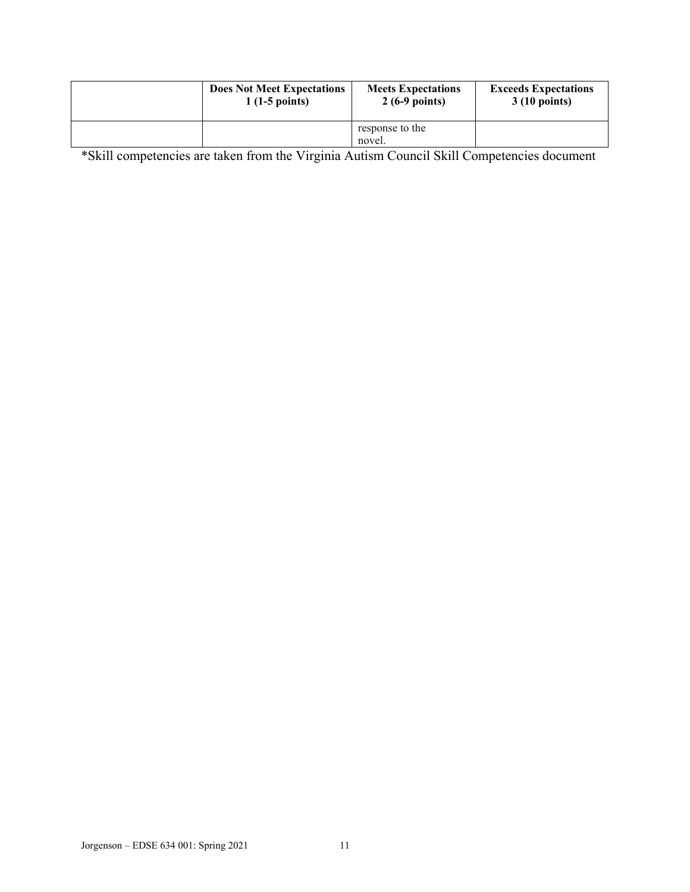| | Does Not Meet Expectations 1 (1-5 points) | Meets Expectations 2 (6-9 points) | Exceeds Expectations 3 (10 points) |
|---|---|---|---|
| | | response to the novel. | |

*Skill competencies are taken from the Virginia Autism Council Skill Competencies document